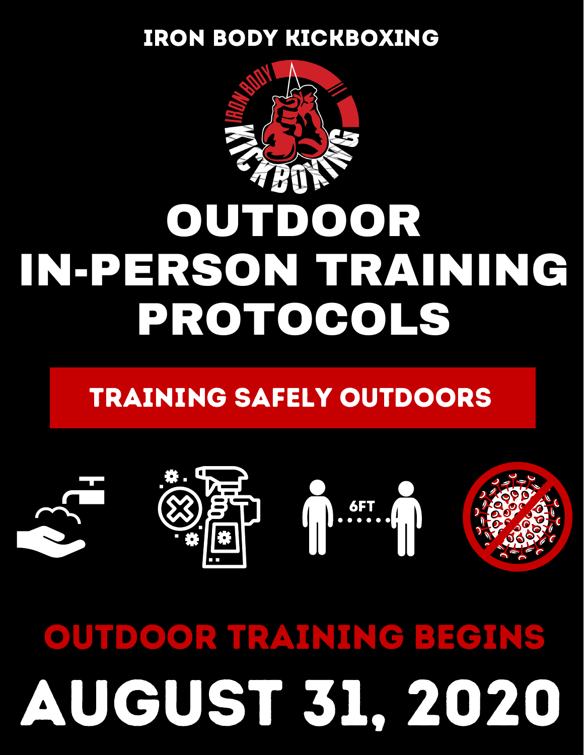IRON BODY KICKBOXING

# OUTDOOR IN-PERSON TRAINING PROTOCOLS

## TRAINING SAFELY OUTDOORS

6FT

## OUTDOOR TRAINING BEGINS

# AUGUST 31, 2020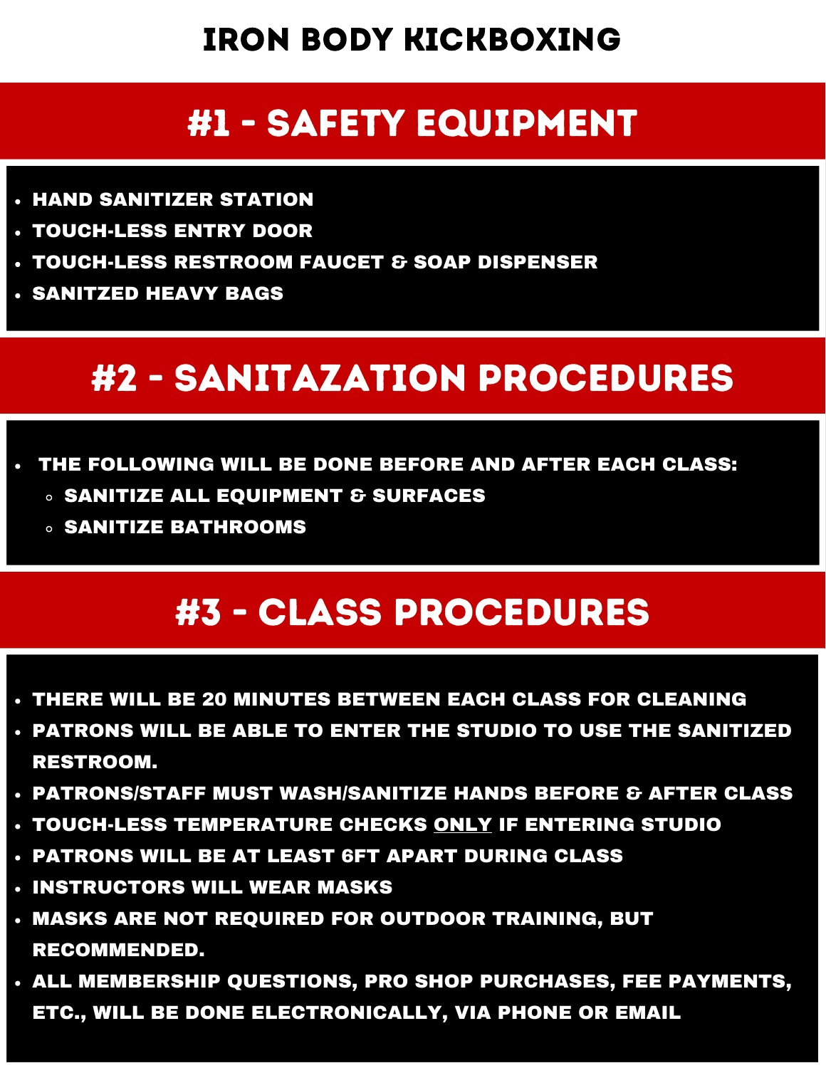# IRON BODY KICKBOXING

## #1 - SAFETY EQUIPMENT

- HAND SANITIZER STATION
- TOUCH-LESS ENTRY DOOR
- TOUCH-LESS RESTROOM FAUCET & SOAP DISPENSER
- SANITZED HEAVY BAGS

## #2 - SANITAZATION PROCEDURES

- THE FOLLOWING WILL BE DONE BEFORE AND AFTER EACH CLASS:
  - SANITIZE ALL EQUIPMENT & SURFACES
  - SANITIZE BATHROOMS

## #3 - CLASS PROCEDURES

- THERE WILL BE 20 MINUTES BETWEEN EACH CLASS FOR CLEANING
- PATRONS WILL BE ABLE TO ENTER THE STUDIO TO USE THE SANITIZED RESTROOM.
- PATRONS/STAFF MUST WASH/SANITIZE HANDS BEFORE & AFTER CLASS
- TOUCH-LESS TEMPERATURE CHECKS <u>ONLY</u> IF ENTERING STUDIO
- PATRONS WILL BE AT LEAST 6FT APART DURING CLASS
- INSTRUCTORS WILL WEAR MASKS
- MASKS ARE NOT REQUIRED FOR OUTDOOR TRAINING, BUT RECOMMENDED.
- ALL MEMBERSHIP QUESTIONS, PRO SHOP PURCHASES, FEE PAYMENTS, ETC., WILL BE DONE ELECTRONICALLY, VIA PHONE OR EMAIL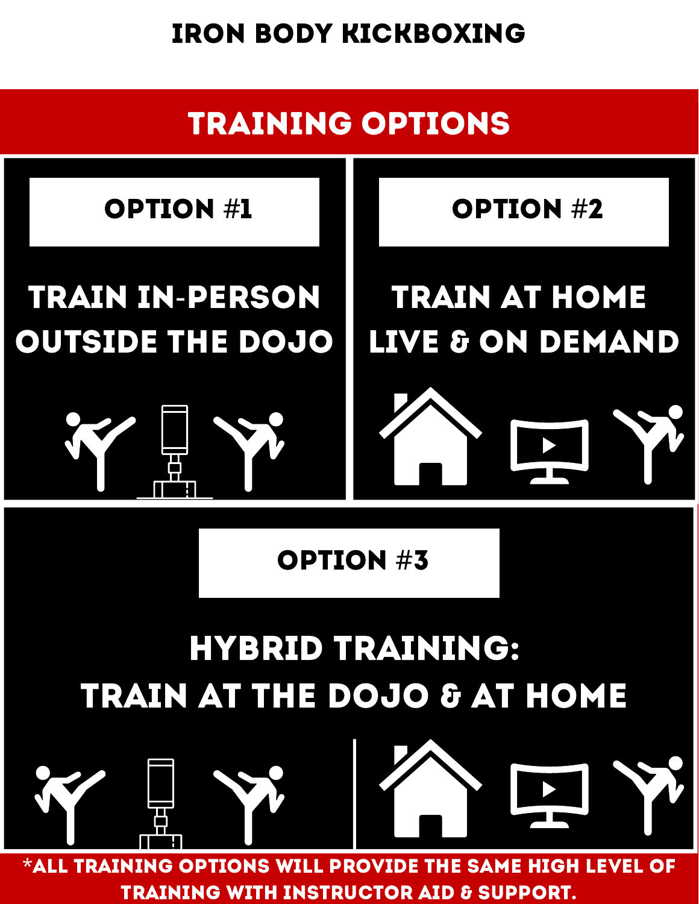# IRON BODY KICKBOXING

## TRAINING OPTIONS

### OPTION #1

**TRAIN IN-PERSON OUTSIDE THE DOJO**

### OPTION #2

**TRAIN AT HOME LIVE & ON DEMAND**

### OPTION #3

**HYBRID TRAINING: TRAIN AT THE DOJO & AT HOME**

*ALL TRAINING OPTIONS WILL PROVIDE THE SAME HIGH LEVEL OF TRAINING WITH INSTRUCTOR AID & SUPPORT.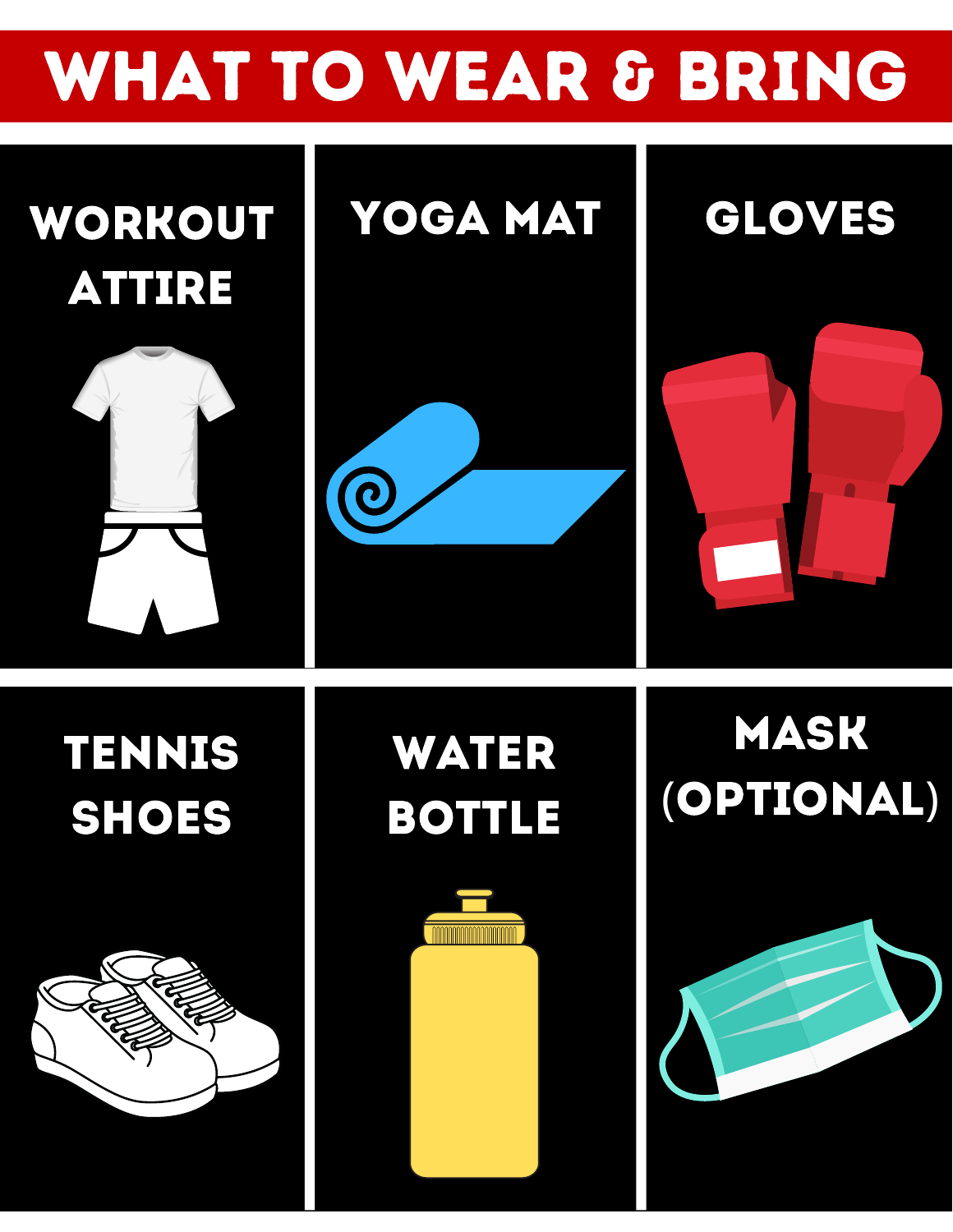# WHAT TO WEAR & BRING

WORKOUT ATTIRE

YOGA MAT

GLOVES

TENNIS SHOES

WATER BOTTLE

MASK (OPTIONAL)